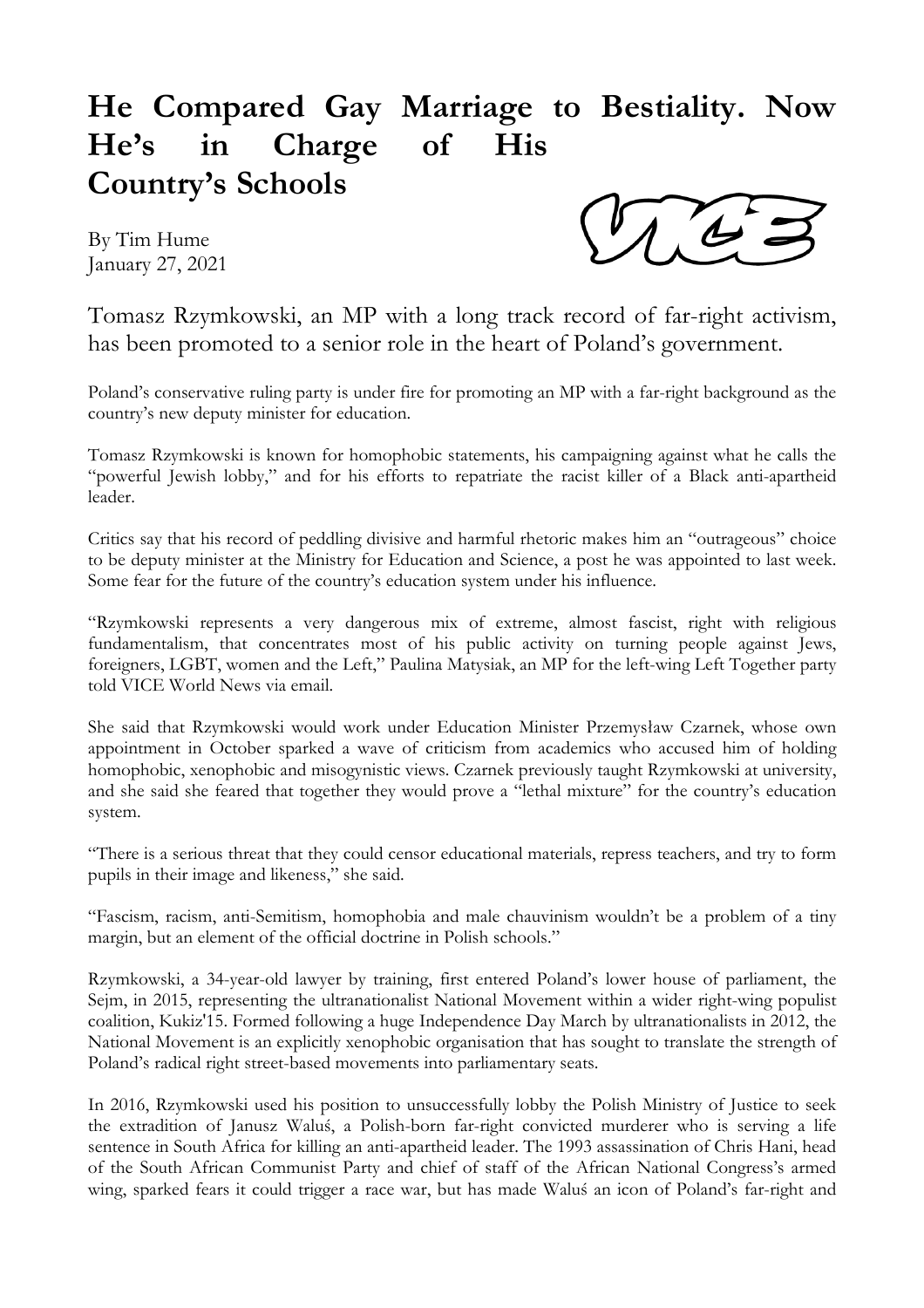# He Compared Gay Marriage to Bestiality. Now He's in Charge of His Country's Schools

By Tim Hume
January 27, 2021

VICE

## Tomasz Rzymkowski, an MP with a long track record of far-right activism, has been promoted to a senior role in the heart of Poland's government.

Poland's conservative ruling party is under fire for promoting an MP with a far-right background as the country's new deputy minister for education.

Tomasz Rzymkowski is known for homophobic statements, his campaigning against what he calls the "powerful Jewish lobby," and for his efforts to repatriate the racist killer of a Black anti-apartheid leader.

Critics say that his record of peddling divisive and harmful rhetoric makes him an "outrageous" choice to be deputy minister at the Ministry for Education and Science, a post he was appointed to last week. Some fear for the future of the country's education system under his influence.

"Rzymkowski represents a very dangerous mix of extreme, almost fascist, right with religious fundamentalism, that concentrates most of his public activity on turning people against Jews, foreigners, LGBT, women and the Left," Paulina Matysiak, an MP for the left-wing Left Together party told VICE World News via email.

She said that Rzymkowski would work under Education Minister Przemysław Czarnek, whose own appointment in October sparked a wave of criticism from academics who accused him of holding homophobic, xenophobic and misogynistic views. Czarnek previously taught Rzymkowski at university, and she said she feared that together they would prove a "lethal mixture" for the country's education system.

"There is a serious threat that they could censor educational materials, repress teachers, and try to form pupils in their image and likeness," she said.

"Fascism, racism, anti-Semitism, homophobia and male chauvinism wouldn't be a problem of a tiny margin, but an element of the official doctrine in Polish schools."

Rzymkowski, a 34-year-old lawyer by training, first entered Poland's lower house of parliament, the Sejm, in 2015, representing the ultranationalist National Movement within a wider right-wing populist coalition, Kukiz'15. Formed following a huge Independence Day March by ultranationalists in 2012, the National Movement is an explicitly xenophobic organisation that has sought to translate the strength of Poland's radical right street-based movements into parliamentary seats.

In 2016, Rzymkowski used his position to unsuccessfully lobby the Polish Ministry of Justice to seek the extradition of Janusz Waluś, a Polish-born far-right convicted murderer who is serving a life sentence in South Africa for killing an anti-apartheid leader. The 1993 assassination of Chris Hani, head of the South African Communist Party and chief of staff of the African National Congress's armed wing, sparked fears it could trigger a race war, but has made Waluś an icon of Poland's far-right and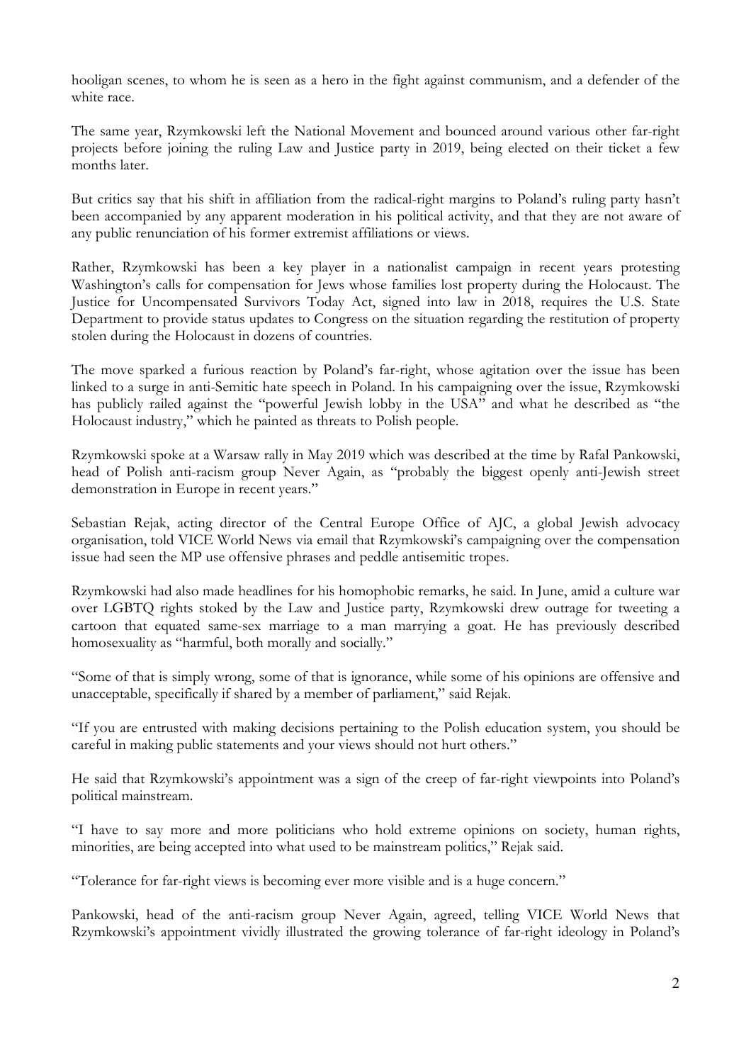hooligan scenes, to whom he is seen as a hero in the fight against communism, and a defender of the white race.

The same year, Rzymkowski left the National Movement and bounced around various other far-right projects before joining the ruling Law and Justice party in 2019, being elected on their ticket a few months later.

But critics say that his shift in affiliation from the radical-right margins to Poland's ruling party hasn't been accompanied by any apparent moderation in his political activity, and that they are not aware of any public renunciation of his former extremist affiliations or views.

Rather, Rzymkowski has been a key player in a nationalist campaign in recent years protesting Washington's calls for compensation for Jews whose families lost property during the Holocaust. The Justice for Uncompensated Survivors Today Act, signed into law in 2018, requires the U.S. State Department to provide status updates to Congress on the situation regarding the restitution of property stolen during the Holocaust in dozens of countries.

The move sparked a furious reaction by Poland's far-right, whose agitation over the issue has been linked to a surge in anti-Semitic hate speech in Poland. In his campaigning over the issue, Rzymkowski has publicly railed against the "powerful Jewish lobby in the USA" and what he described as "the Holocaust industry," which he painted as threats to Polish people.

Rzymkowski spoke at a Warsaw rally in May 2019 which was described at the time by Rafal Pankowski, head of Polish anti-racism group Never Again, as "probably the biggest openly anti-Jewish street demonstration in Europe in recent years."

Sebastian Rejak, acting director of the Central Europe Office of AJC, a global Jewish advocacy organisation, told VICE World News via email that Rzymkowski's campaigning over the compensation issue had seen the MP use offensive phrases and peddle antisemitic tropes.

Rzymkowski had also made headlines for his homophobic remarks, he said. In June, amid a culture war over LGBTQ rights stoked by the Law and Justice party, Rzymkowski drew outrage for tweeting a cartoon that equated same-sex marriage to a man marrying a goat. He has previously described homosexuality as "harmful, both morally and socially."

"Some of that is simply wrong, some of that is ignorance, while some of his opinions are offensive and unacceptable, specifically if shared by a member of parliament," said Rejak.

"If you are entrusted with making decisions pertaining to the Polish education system, you should be careful in making public statements and your views should not hurt others."

He said that Rzymkowski's appointment was a sign of the creep of far-right viewpoints into Poland's political mainstream.

"I have to say more and more politicians who hold extreme opinions on society, human rights, minorities, are being accepted into what used to be mainstream politics," Rejak said.

"Tolerance for far-right views is becoming ever more visible and is a huge concern."

Pankowski, head of the anti-racism group Never Again, agreed, telling VICE World News that Rzymkowski's appointment vividly illustrated the growing tolerance of far-right ideology in Poland's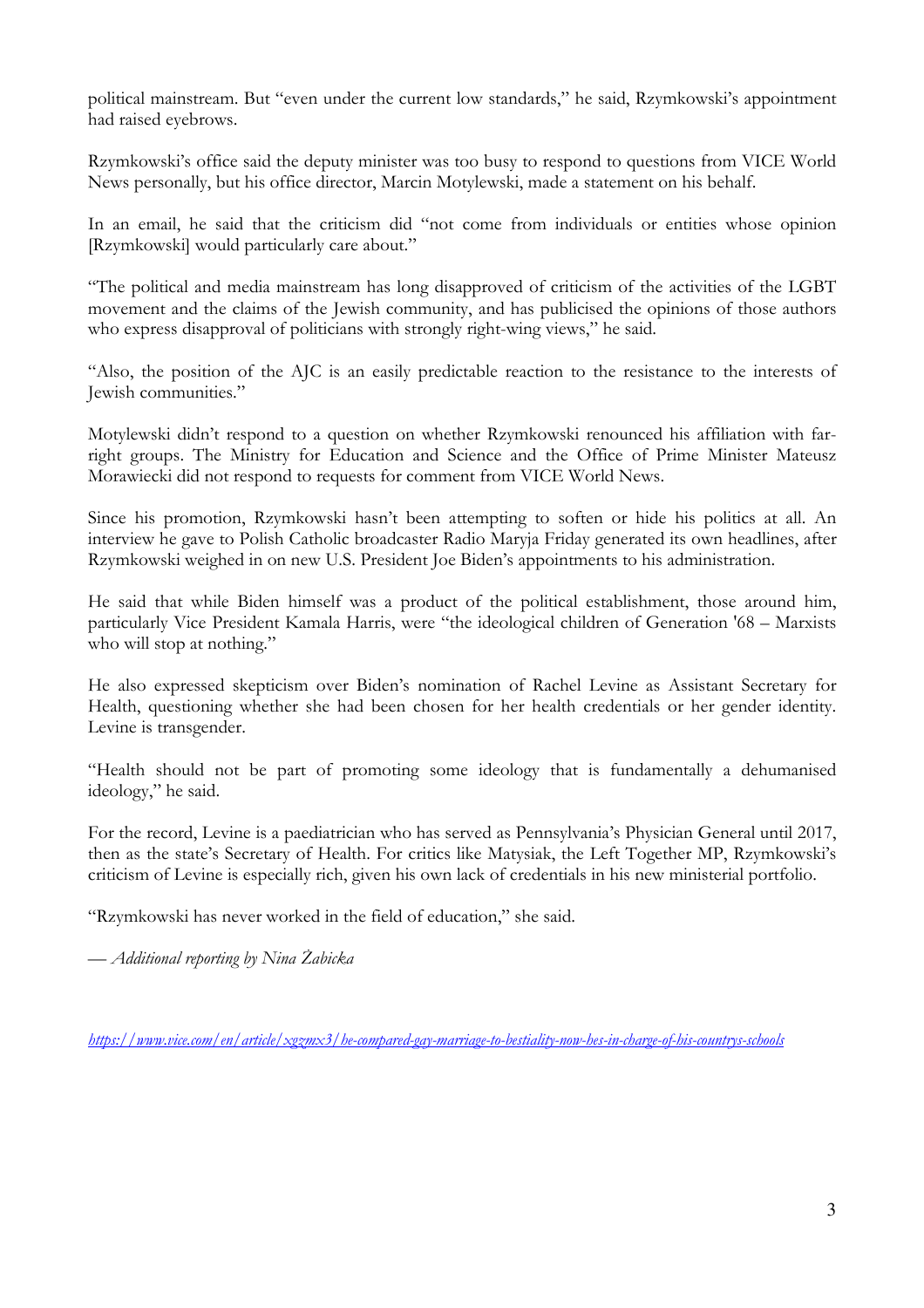political mainstream. But "even under the current low standards," he said, Rzymkowski's appointment had raised eyebrows.

Rzymkowski's office said the deputy minister was too busy to respond to questions from VICE World News personally, but his office director, Marcin Motylewski, made a statement on his behalf.

In an email, he said that the criticism did "not come from individuals or entities whose opinion [Rzymkowski] would particularly care about."

"The political and media mainstream has long disapproved of criticism of the activities of the LGBT movement and the claims of the Jewish community, and has publicised the opinions of those authors who express disapproval of politicians with strongly right-wing views," he said.

"Also, the position of the AJC is an easily predictable reaction to the resistance to the interests of Jewish communities."

Motylewski didn't respond to a question on whether Rzymkowski renounced his affiliation with far-right groups. The Ministry for Education and Science and the Office of Prime Minister Mateusz Morawiecki did not respond to requests for comment from VICE World News.

Since his promotion, Rzymkowski hasn't been attempting to soften or hide his politics at all. An interview he gave to Polish Catholic broadcaster Radio Maryja Friday generated its own headlines, after Rzymkowski weighed in on new U.S. President Joe Biden's appointments to his administration.

He said that while Biden himself was a product of the political establishment, those around him, particularly Vice President Kamala Harris, were "the ideological children of Generation '68 – Marxists who will stop at nothing."

He also expressed skepticism over Biden's nomination of Rachel Levine as Assistant Secretary for Health, questioning whether she had been chosen for her health credentials or her gender identity. Levine is transgender.

"Health should not be part of promoting some ideology that is fundamentally a dehumanised ideology," he said.

For the record, Levine is a paediatrician who has served as Pennsylvania's Physician General until 2017, then as the state's Secretary of Health. For critics like Matysiak, the Left Together MP, Rzymkowski's criticism of Levine is especially rich, given his own lack of credentials in his new ministerial portfolio.

"Rzymkowski has never worked in the field of education," she said.

— *Additional reporting by Nina Żabicka*

*https://www.vice.com/en/article/xgzmx3/he-compared-gay-marriage-to-bestiality-now-hes-in-charge-of-his-countrys-schools*